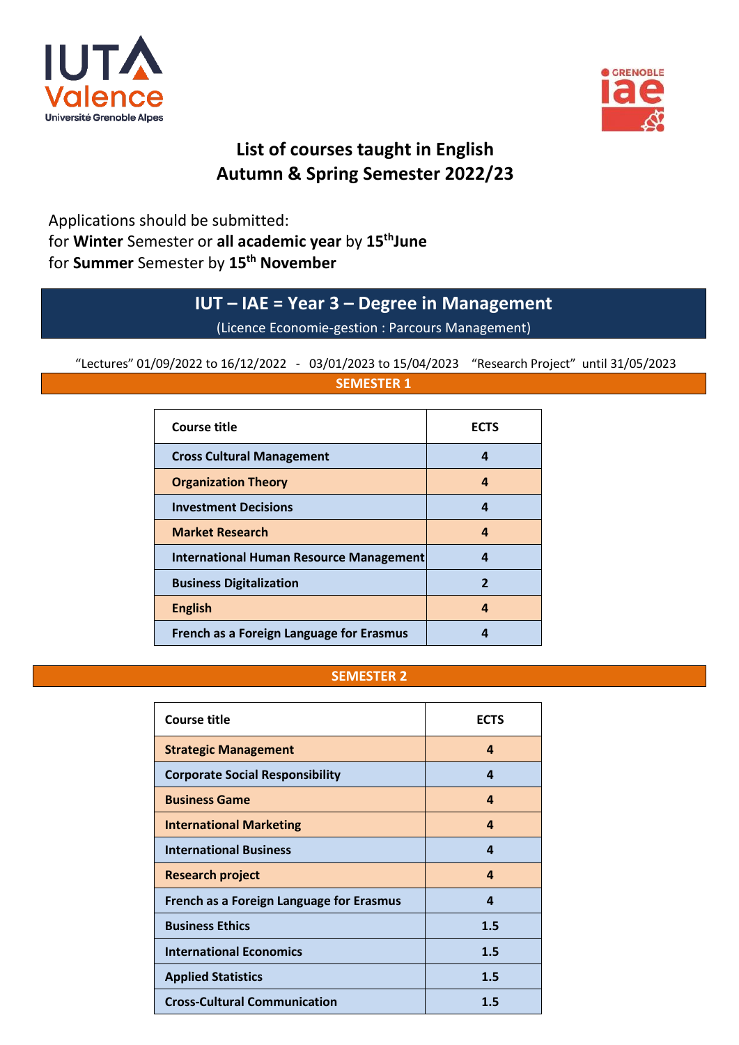# List of courses taught in English
# Autumn & Spring Semester 2022/23

Applications should be submitted:
for **Winter** Semester or **all academic year** by **15th June**
for **Summer** Semester by **15th November**

## IUT – IAE = Year 3 – Degree in Management

(Licence Economie-gestion : Parcours Management)

"Lectures" 01/09/2022 to 16/12/2022 - 03/01/2023 to 15/04/2023 "Research Project" until 31/05/2023

### SEMESTER 1

| Course title | ECTS |
| --- | --- |
| **Cross Cultural Management** | **4** |
| **Organization Theory** | **4** |
| **Investment Decisions** | **4** |
| **Market Research** | **4** |
| **International Human Resource Management** | **4** |
| **Business Digitalization** | **2** |
| **English** | **4** |
| **French as a Foreign Language for Erasmus** | **4** |

### SEMESTER 2

| Course title | ECTS |
| --- | --- |
| **Strategic Management** | **4** |
| **Corporate Social Responsibility** | **4** |
| **Business Game** | **4** |
| **International Marketing** | **4** |
| **International Business** | **4** |
| **Research project** | **4** |
| **French as a Foreign Language for Erasmus** | **4** |
| **Business Ethics** | **1.5** |
| **International Economics** | **1.5** |
| **Applied Statistics** | **1.5** |
| **Cross-Cultural Communication** | **1.5** |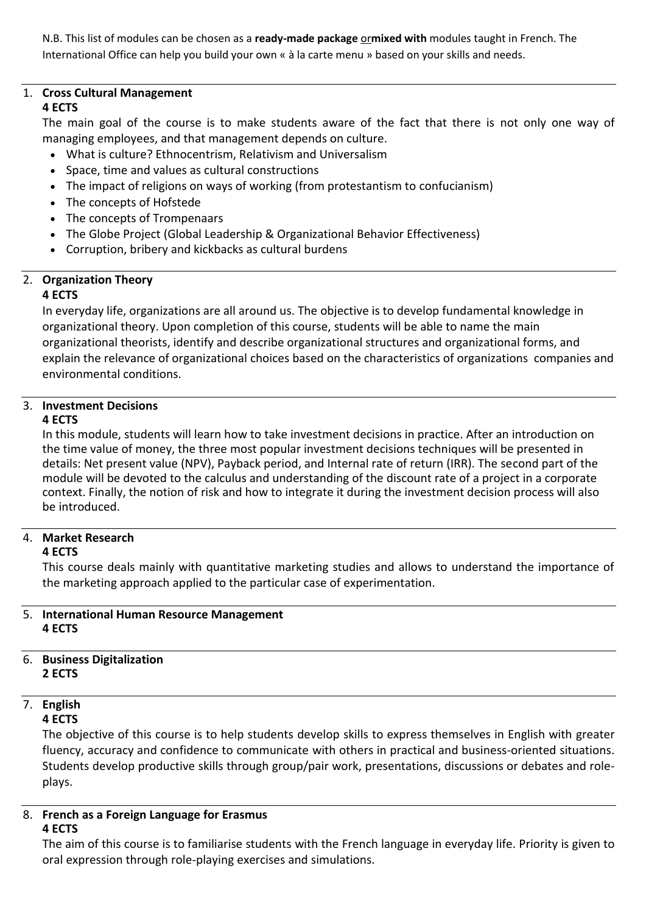N.B. This list of modules can be chosen as a **ready-made package** <u>or</u>**mixed with** modules taught in French. The International Office can help you build your own « à la carte menu » based on your skills and needs.

---

1. **Cross Cultural Management**
   **4 ECTS**

   The main goal of the course is to make students aware of the fact that there is not only one way of managing employees, and that management depends on culture.

   - What is culture? Ethnocentrism, Relativism and Universalism
   - Space, time and values as cultural constructions
   - The impact of religions on ways of working (from protestantism to confucianism)
   - The concepts of Hofstede
   - The concepts of Trompenaars
   - The Globe Project (Global Leadership & Organizational Behavior Effectiveness)
   - Corruption, bribery and kickbacks as cultural burdens

---

2. **Organization Theory**
   **4 ECTS**

   In everyday life, organizations are all around us. The objective is to develop fundamental knowledge in organizational theory. Upon completion of this course, students will be able to name the main organizational theorists, identify and describe organizational structures and organizational forms, and explain the relevance of organizational choices based on the characteristics of organizations companies and environmental conditions.

---

3. **Investment Decisions**
   **4 ECTS**

   In this module, students will learn how to take investment decisions in practice. After an introduction on the time value of money, the three most popular investment decisions techniques will be presented in details: Net present value (NPV), Payback period, and Internal rate of return (IRR). The second part of the module will be devoted to the calculus and understanding of the discount rate of a project in a corporate context. Finally, the notion of risk and how to integrate it during the investment decision process will also be introduced.

---

4. **Market Research**
   **4 ECTS**

   This course deals mainly with quantitative marketing studies and allows to understand the importance of the marketing approach applied to the particular case of experimentation.

---

5. **International Human Resource Management**
   **4 ECTS**

---

6. **Business Digitalization**
   **2 ECTS**

---

7. **English**
   **4 ECTS**

   The objective of this course is to help students develop skills to express themselves in English with greater fluency, accuracy and confidence to communicate with others in practical and business-oriented situations. Students develop productive skills through group/pair work, presentations, discussions or debates and role-plays.

---

8. **French as a Foreign Language for Erasmus**
   **4 ECTS**

   The aim of this course is to familiarise students with the French language in everyday life. Priority is given to oral expression through role-playing exercises and simulations.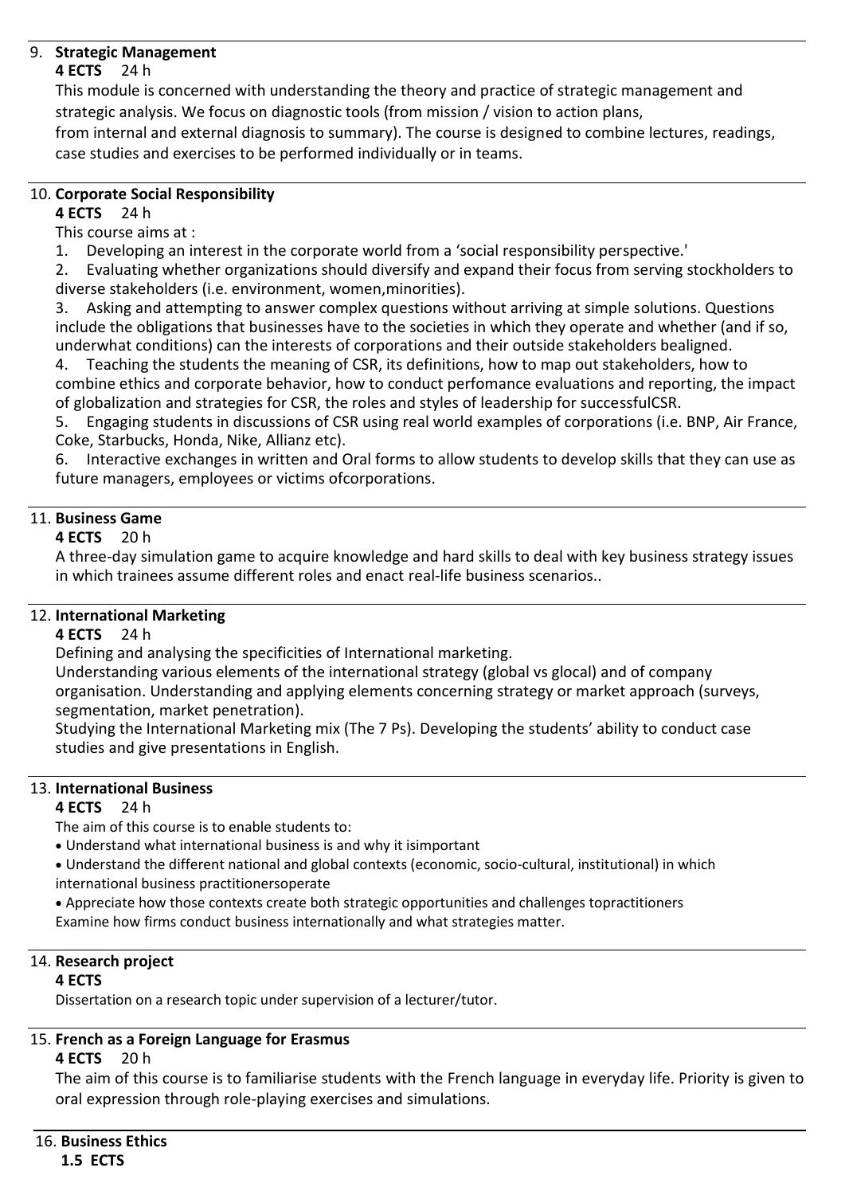9. **Strategic Management**

**4 ECTS** 24 h

This module is concerned with understanding the theory and practice of strategic management and strategic analysis. We focus on diagnostic tools (from mission / vision to action plans, from internal and external diagnosis to summary). The course is designed to combine lectures, readings, case studies and exercises to be performed individually or in teams.

---

10. **Corporate Social Responsibility**

**4 ECTS** 24 h

This course aims at :

1. Developing an interest in the corporate world from a 'social responsibility perspective.'
2. Evaluating whether organizations should diversify and expand their focus from serving stockholders to diverse stakeholders (i.e. environment, women,minorities).
3. Asking and attempting to answer complex questions without arriving at simple solutions. Questions include the obligations that businesses have to the societies in which they operate and whether (and if so, underwhat conditions) can the interests of corporations and their outside stakeholders bealigned.
4. Teaching the students the meaning of CSR, its definitions, how to map out stakeholders, how to combine ethics and corporate behavior, how to conduct perfomance evaluations and reporting, the impact of globalization and strategies for CSR, the roles and styles of leadership for successfulCSR.
5. Engaging students in discussions of CSR using real world examples of corporations (i.e. BNP, Air France, Coke, Starbucks, Honda, Nike, Allianz etc).
6. Interactive exchanges in written and Oral forms to allow students to develop skills that they can use as future managers, employees or victims ofcorporations.

---

11. **Business Game**

**4 ECTS** 20 h

A three-day simulation game to acquire knowledge and hard skills to deal with key business strategy issues in which trainees assume different roles and enact real-life business scenarios..

---

12. **International Marketing**

**4 ECTS** 24 h

Defining and analysing the specificities of International marketing.

Understanding various elements of the international strategy (global vs glocal) and of company organisation. Understanding and applying elements concerning strategy or market approach (surveys, segmentation, market penetration).

Studying the International Marketing mix (The 7 Ps). Developing the students' ability to conduct case studies and give presentations in English.

---

13. **International Business**

**4 ECTS** 24 h

The aim of this course is to enable students to:

- Understand what international business is and why it isimportant
- Understand the different national and global contexts (economic, socio-cultural, institutional) in which international business practitionersoperate
- Appreciate how those contexts create both strategic opportunities and challenges topractitioners

Examine how firms conduct business internationally and what strategies matter.

---

14. **Research project**

**4 ECTS**

Dissertation on a research topic under supervision of a lecturer/tutor.

---

15. **French as a Foreign Language for Erasmus**

**4 ECTS** 20 h

The aim of this course is to familiarise students with the French language in everyday life. Priority is given to oral expression through role-playing exercises and simulations.

---

16. **Business Ethics**

**1.5 ECTS**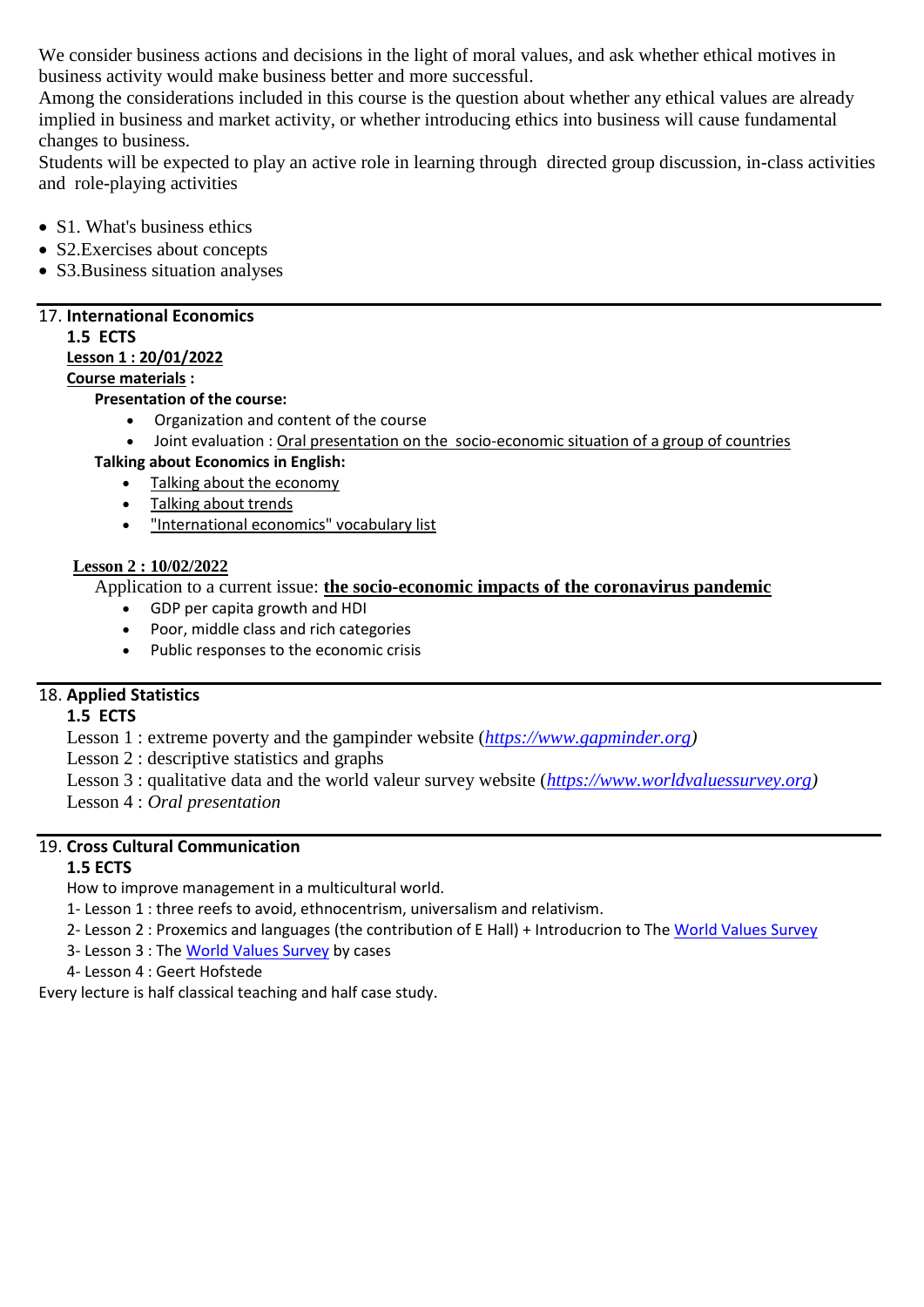We consider business actions and decisions in the light of moral values, and ask whether ethical motives in business activity would make business better and more successful.
Among the considerations included in this course is the question about whether any ethical values are already implied in business and market activity, or whether introducing ethics into business will cause fundamental changes to business.
Students will be expected to play an active role in learning through directed group discussion, in-class activities and role-playing activities

- S1. What's business ethics
- S2.Exercises about concepts
- S3.Business situation analyses

---

17. **International Economics**

**1.5 ECTS**

**Lesson 1 : 20/01/2022**

**Course materials :**

**Presentation of the course:**

- Organization and content of the course
- Joint evaluation : Oral presentation on the socio-economic situation of a group of countries

**Talking about Economics in English:**

- Talking about the economy
- Talking about trends
- "International economics" vocabulary list

**Lesson 2 : 10/02/2022**

Application to a current issue: **the socio-economic impacts of the coronavirus pandemic**

- GDP per capita growth and HDI
- Poor, middle class and rich categories
- Public responses to the economic crisis

---

18. **Applied Statistics**

**1.5 ECTS**

Lesson 1 : extreme poverty and the gampinder website (*https://www.gapminder.org*)
Lesson 2 : descriptive statistics and graphs
Lesson 3 : qualitative data and the world valeur survey website (*https://www.worldvaluessurvey.org*)
Lesson 4 : *Oral presentation*

---

19. **Cross Cultural Communication**

**1.5 ECTS**

How to improve management in a multicultural world.

1- Lesson 1 : three reefs to avoid, ethnocentrism, universalism and relativism.
2- Lesson 2 : Proxemics and languages (the contribution of E Hall) + Introducrion to The World Values Survey
3- Lesson 3 : The World Values Survey by cases
4- Lesson 4 : Geert Hofstede

Every lecture is half classical teaching and half case study.